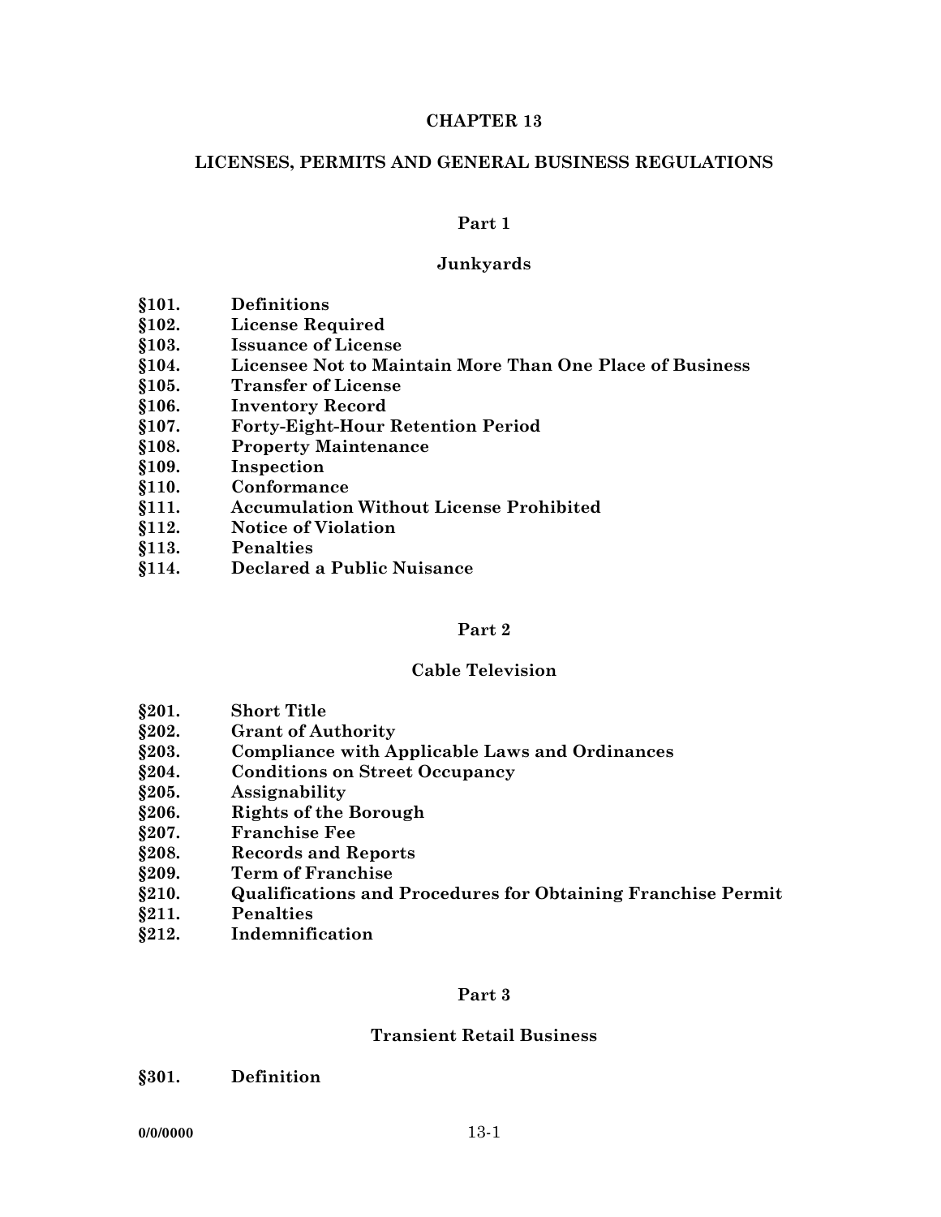# CHAPTER 13

# LICENSES, PERMITS AND GENERAL BUSINESS REGULATIONS

## Part 1

## Junkyards

**§101. Definitions**
**§102. License Required**
**§103. Issuance of License**
**§104. Licensee Not to Maintain More Than One Place of Business**
**§105. Transfer of License**
**§106. Inventory Record**
**§107. Forty-Eight-Hour Retention Period**
**§108. Property Maintenance**
**§109. Inspection**
**§110. Conformance**
**§111. Accumulation Without License Prohibited**
**§112. Notice of Violation**
**§113. Penalties**
**§114. Declared a Public Nuisance**

## Part 2

## Cable Television

**§201. Short Title**
**§202. Grant of Authority**
**§203. Compliance with Applicable Laws and Ordinances**
**§204. Conditions on Street Occupancy**
**§205. Assignability**
**§206. Rights of the Borough**
**§207. Franchise Fee**
**§208. Records and Reports**
**§209. Term of Franchise**
**§210. Qualifications and Procedures for Obtaining Franchise Permit**
**§211. Penalties**
**§212. Indemnification**

## Part 3

## Transient Retail Business

**§301. Definition**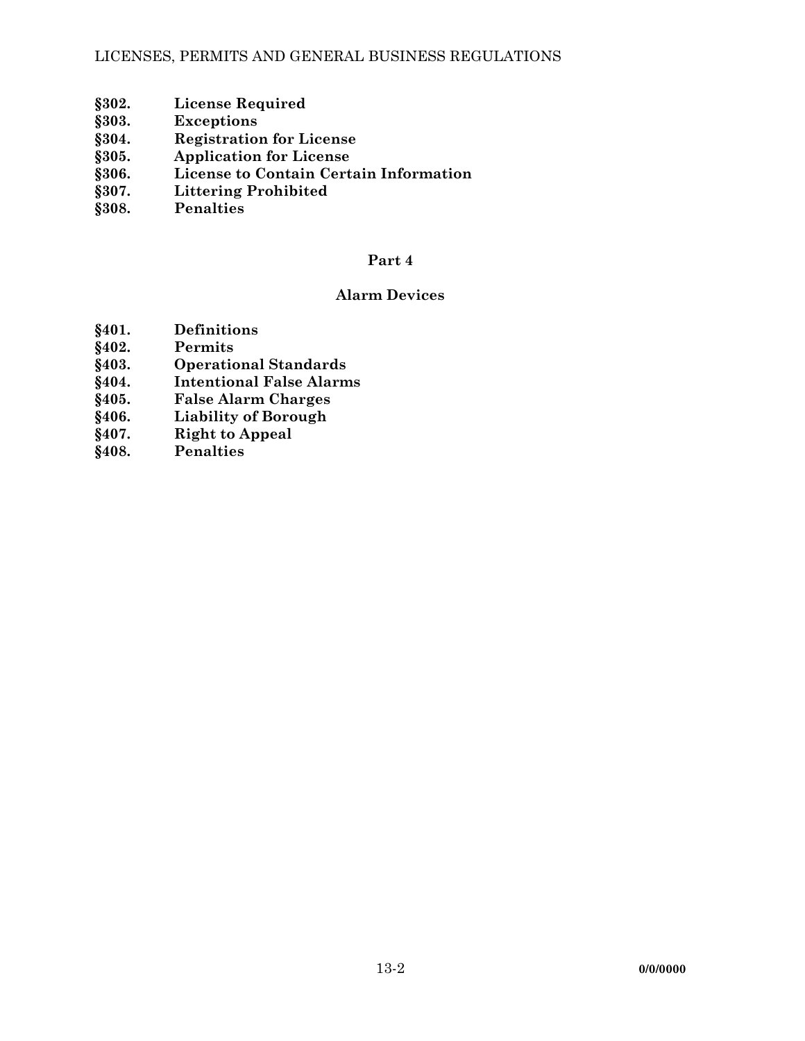**§302. License Required**
**§303. Exceptions**
**§304. Registration for License**
**§305. Application for License**
**§306. License to Contain Certain Information**
**§307. Littering Prohibited**
**§308. Penalties**

## Part 4

## Alarm Devices

**§401. Definitions**
**§402. Permits**
**§403. Operational Standards**
**§404. Intentional False Alarms**
**§405. False Alarm Charges**
**§406. Liability of Borough**
**§407. Right to Appeal**
**§408. Penalties**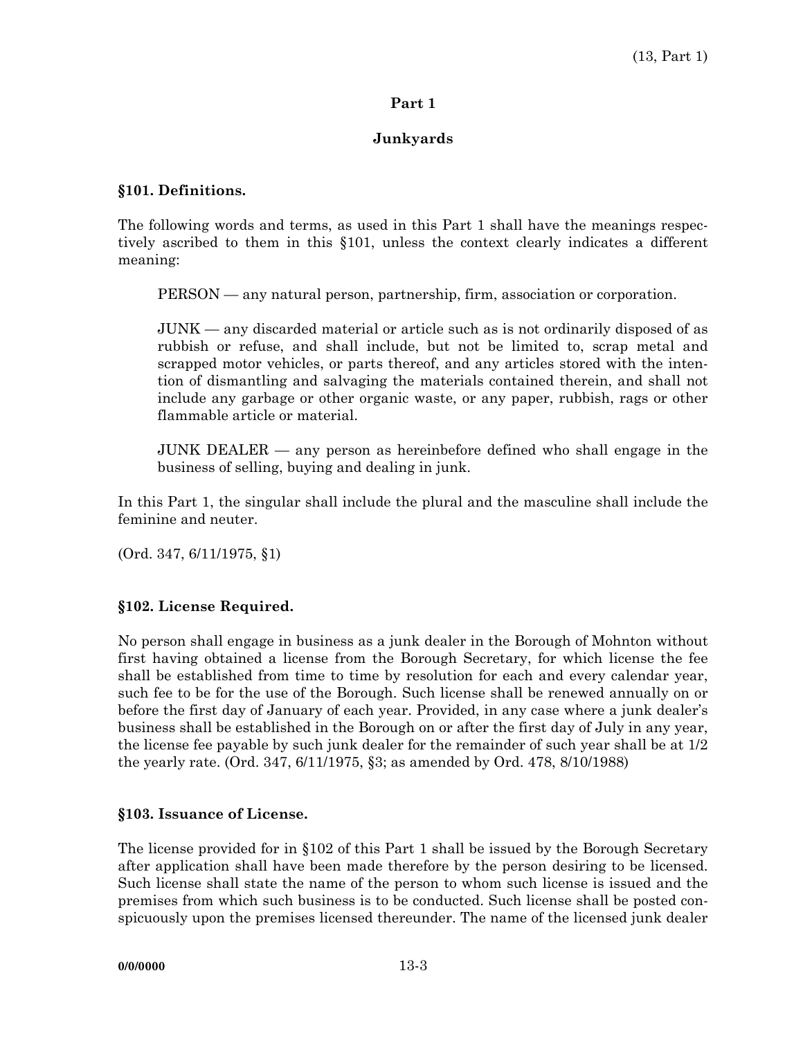## Part 1

## Junkyards

### §101. Definitions.

The following words and terms, as used in this Part 1 shall have the meanings respectively ascribed to them in this §101, unless the context clearly indicates a different meaning:

PERSON — any natural person, partnership, firm, association or corporation.

JUNK — any discarded material or article such as is not ordinarily disposed of as rubbish or refuse, and shall include, but not be limited to, scrap metal and scrapped motor vehicles, or parts thereof, and any articles stored with the intention of dismantling and salvaging the materials contained therein, and shall not include any garbage or other organic waste, or any paper, rubbish, rags or other flammable article or material.

JUNK DEALER — any person as hereinbefore defined who shall engage in the business of selling, buying and dealing in junk.

In this Part 1, the singular shall include the plural and the masculine shall include the feminine and neuter.

(Ord. 347, 6/11/1975, §1)

### §102. License Required.

No person shall engage in business as a junk dealer in the Borough of Mohnton without first having obtained a license from the Borough Secretary, for which license the fee shall be established from time to time by resolution for each and every calendar year, such fee to be for the use of the Borough. Such license shall be renewed annually on or before the first day of January of each year. Provided, in any case where a junk dealer's business shall be established in the Borough on or after the first day of July in any year, the license fee payable by such junk dealer for the remainder of such year shall be at 1/2 the yearly rate. (Ord. 347, 6/11/1975, §3; as amended by Ord. 478, 8/10/1988)

### §103. Issuance of License.

The license provided for in §102 of this Part 1 shall be issued by the Borough Secretary after application shall have been made therefore by the person desiring to be licensed. Such license shall state the name of the person to whom such license is issued and the premises from which such business is to be conducted. Such license shall be posted conspicuously upon the premises licensed thereunder. The name of the licensed junk dealer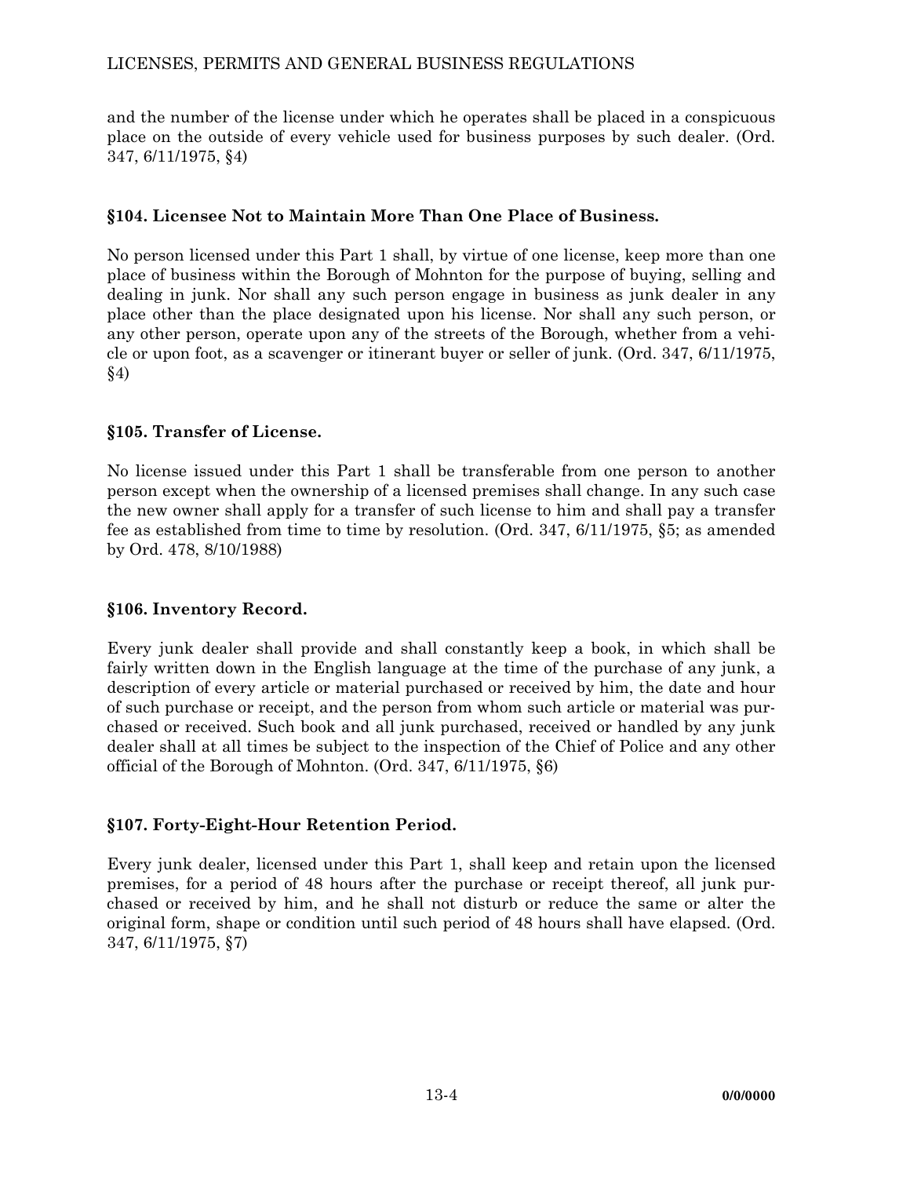and the number of the license under which he operates shall be placed in a conspicuous place on the outside of every vehicle used for business purposes by such dealer. (Ord. 347, 6/11/1975, §4)

### §104. Licensee Not to Maintain More Than One Place of Business.

No person licensed under this Part 1 shall, by virtue of one license, keep more than one place of business within the Borough of Mohnton for the purpose of buying, selling and dealing in junk. Nor shall any such person engage in business as junk dealer in any place other than the place designated upon his license. Nor shall any such person, or any other person, operate upon any of the streets of the Borough, whether from a vehicle or upon foot, as a scavenger or itinerant buyer or seller of junk. (Ord. 347, 6/11/1975, §4)

### §105. Transfer of License.

No license issued under this Part 1 shall be transferable from one person to another person except when the ownership of a licensed premises shall change. In any such case the new owner shall apply for a transfer of such license to him and shall pay a transfer fee as established from time to time by resolution. (Ord. 347, 6/11/1975, §5; as amended by Ord. 478, 8/10/1988)

### §106. Inventory Record.

Every junk dealer shall provide and shall constantly keep a book, in which shall be fairly written down in the English language at the time of the purchase of any junk, a description of every article or material purchased or received by him, the date and hour of such purchase or receipt, and the person from whom such article or material was purchased or received. Such book and all junk purchased, received or handled by any junk dealer shall at all times be subject to the inspection of the Chief of Police and any other official of the Borough of Mohnton. (Ord. 347, 6/11/1975, §6)

### §107. Forty-Eight-Hour Retention Period.

Every junk dealer, licensed under this Part 1, shall keep and retain upon the licensed premises, for a period of 48 hours after the purchase or receipt thereof, all junk purchased or received by him, and he shall not disturb or reduce the same or alter the original form, shape or condition until such period of 48 hours shall have elapsed. (Ord. 347, 6/11/1975, §7)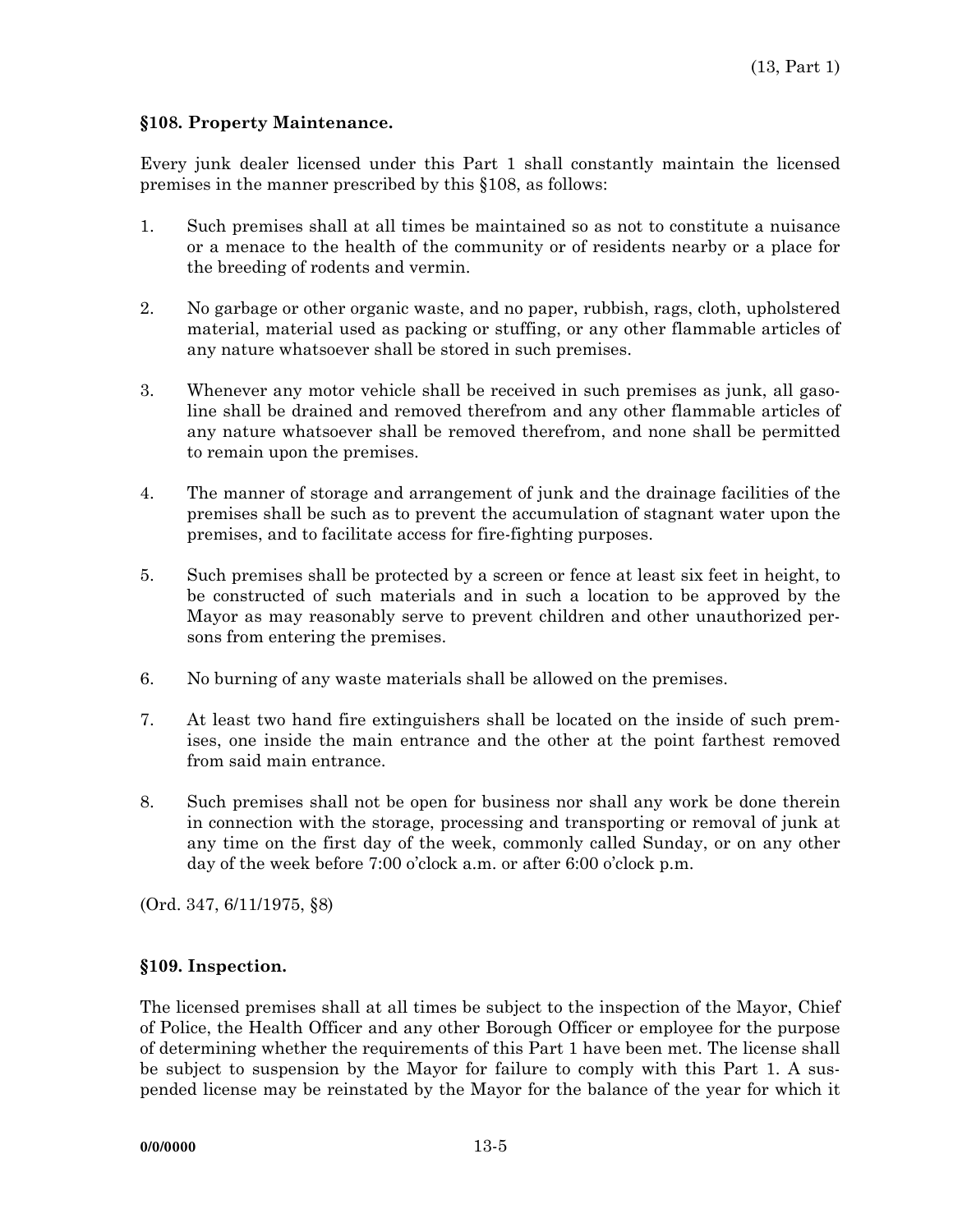### §108. Property Maintenance.

Every junk dealer licensed under this Part 1 shall constantly maintain the licensed premises in the manner prescribed by this §108, as follows:

1. Such premises shall at all times be maintained so as not to constitute a nuisance or a menace to the health of the community or of residents nearby or a place for the breeding of rodents and vermin.

2. No garbage or other organic waste, and no paper, rubbish, rags, cloth, upholstered material, material used as packing or stuffing, or any other flammable articles of any nature whatsoever shall be stored in such premises.

3. Whenever any motor vehicle shall be received in such premises as junk, all gasoline shall be drained and removed therefrom and any other flammable articles of any nature whatsoever shall be removed therefrom, and none shall be permitted to remain upon the premises.

4. The manner of storage and arrangement of junk and the drainage facilities of the premises shall be such as to prevent the accumulation of stagnant water upon the premises, and to facilitate access for fire-fighting purposes.

5. Such premises shall be protected by a screen or fence at least six feet in height, to be constructed of such materials and in such a location to be approved by the Mayor as may reasonably serve to prevent children and other unauthorized persons from entering the premises.

6. No burning of any waste materials shall be allowed on the premises.

7. At least two hand fire extinguishers shall be located on the inside of such premises, one inside the main entrance and the other at the point farthest removed from said main entrance.

8. Such premises shall not be open for business nor shall any work be done therein in connection with the storage, processing and transporting or removal of junk at any time on the first day of the week, commonly called Sunday, or on any other day of the week before 7:00 o'clock a.m. or after 6:00 o'clock p.m.

(Ord. 347, 6/11/1975, §8)

### §109. Inspection.

The licensed premises shall at all times be subject to the inspection of the Mayor, Chief of Police, the Health Officer and any other Borough Officer or employee for the purpose of determining whether the requirements of this Part 1 have been met. The license shall be subject to suspension by the Mayor for failure to comply with this Part 1. A suspended license may be reinstated by the Mayor for the balance of the year for which it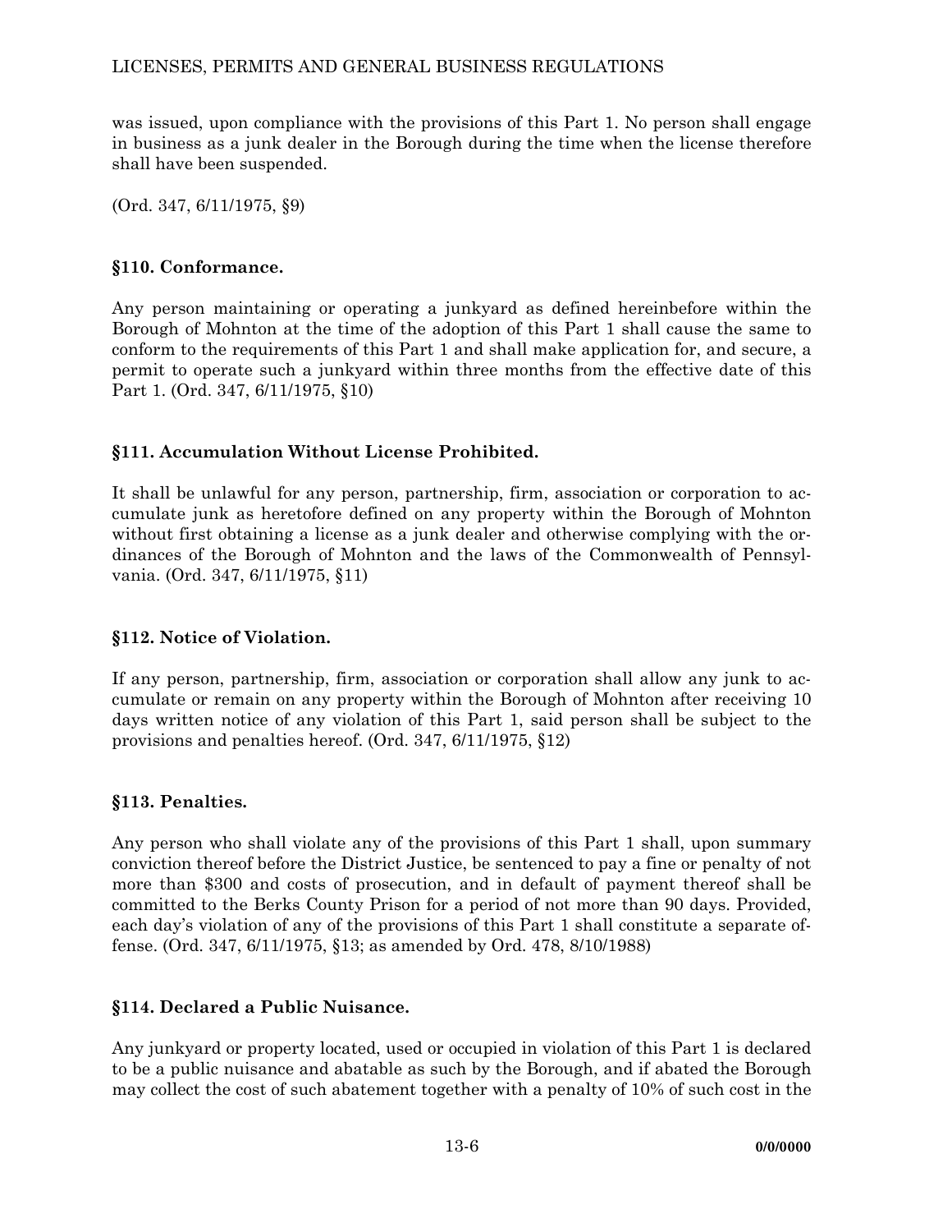was issued, upon compliance with the provisions of this Part 1. No person shall engage in business as a junk dealer in the Borough during the time when the license therefore shall have been suspended.

(Ord. 347, 6/11/1975, §9)

### §110. Conformance.

Any person maintaining or operating a junkyard as defined hereinbefore within the Borough of Mohnton at the time of the adoption of this Part 1 shall cause the same to conform to the requirements of this Part 1 and shall make application for, and secure, a permit to operate such a junkyard within three months from the effective date of this Part 1. (Ord. 347, 6/11/1975, §10)

### §111. Accumulation Without License Prohibited.

It shall be unlawful for any person, partnership, firm, association or corporation to accumulate junk as heretofore defined on any property within the Borough of Mohnton without first obtaining a license as a junk dealer and otherwise complying with the ordinances of the Borough of Mohnton and the laws of the Commonwealth of Pennsylvania. (Ord. 347, 6/11/1975, §11)

### §112. Notice of Violation.

If any person, partnership, firm, association or corporation shall allow any junk to accumulate or remain on any property within the Borough of Mohnton after receiving 10 days written notice of any violation of this Part 1, said person shall be subject to the provisions and penalties hereof. (Ord. 347, 6/11/1975, §12)

### §113. Penalties.

Any person who shall violate any of the provisions of this Part 1 shall, upon summary conviction thereof before the District Justice, be sentenced to pay a fine or penalty of not more than $300 and costs of prosecution, and in default of payment thereof shall be committed to the Berks County Prison for a period of not more than 90 days. Provided, each day's violation of any of the provisions of this Part 1 shall constitute a separate offense. (Ord. 347, 6/11/1975, §13; as amended by Ord. 478, 8/10/1988)

### §114. Declared a Public Nuisance.

Any junkyard or property located, used or occupied in violation of this Part 1 is declared to be a public nuisance and abatable as such by the Borough, and if abated the Borough may collect the cost of such abatement together with a penalty of 10% of such cost in the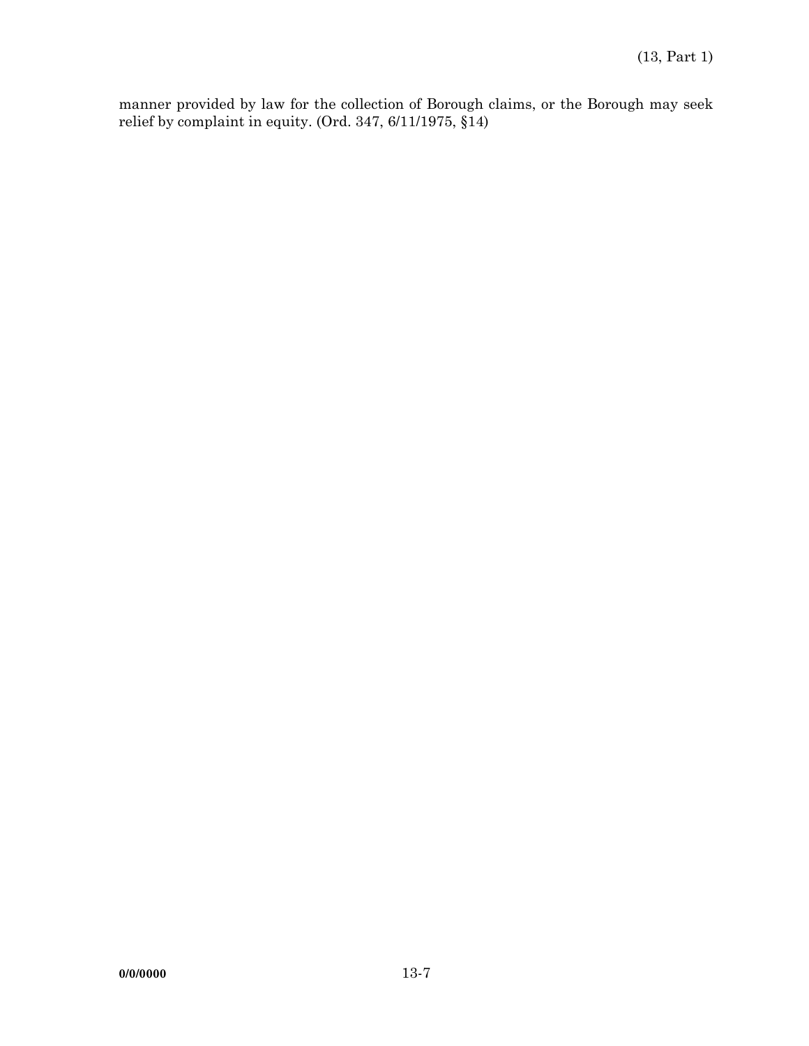manner provided by law for the collection of Borough claims, or the Borough may seek relief by complaint in equity. (Ord. 347, 6/11/1975, §14)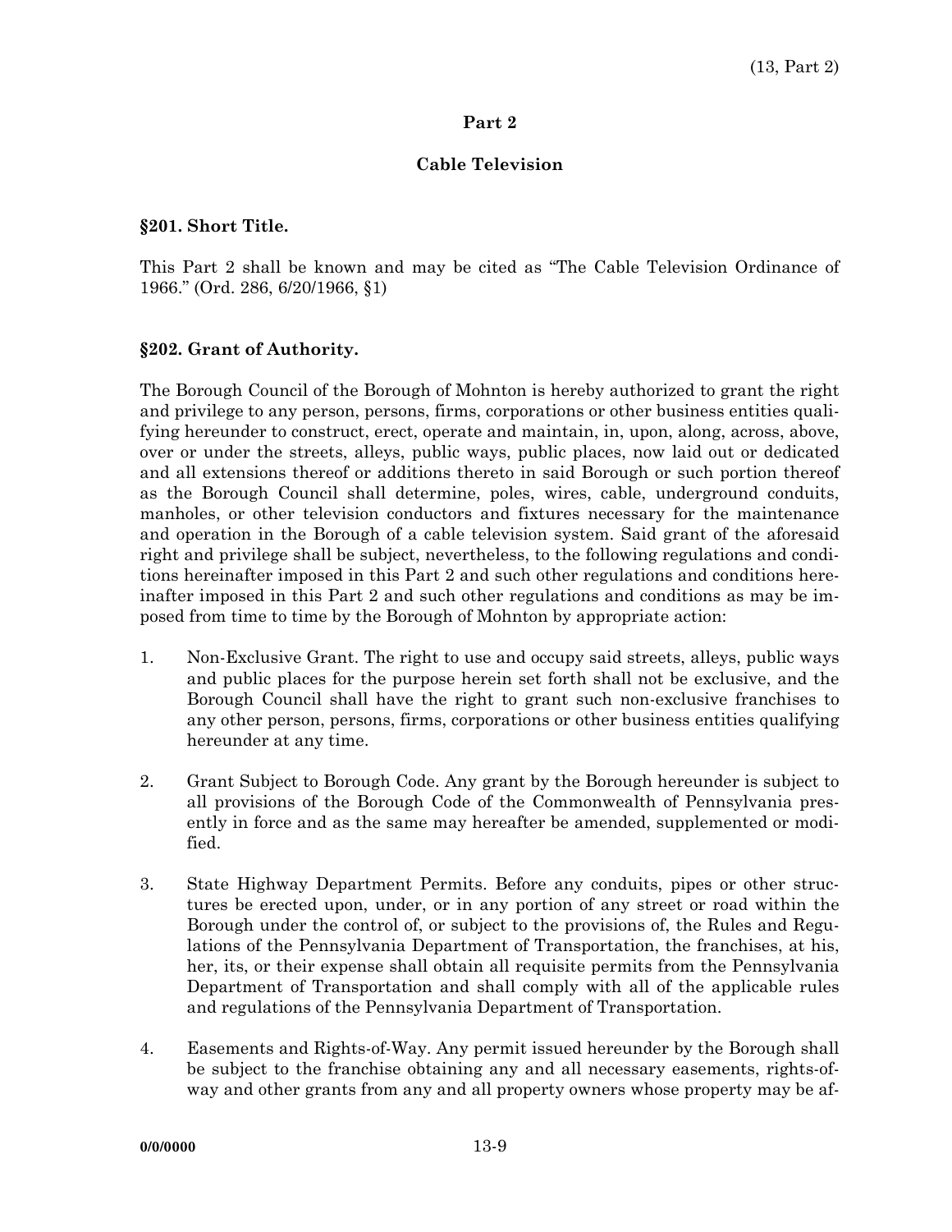## Part 2

## Cable Television

### §201. Short Title.

This Part 2 shall be known and may be cited as "The Cable Television Ordinance of 1966." (Ord. 286, 6/20/1966, §1)

### §202. Grant of Authority.

The Borough Council of the Borough of Mohnton is hereby authorized to grant the right and privilege to any person, persons, firms, corporations or other business entities qualifying hereunder to construct, erect, operate and maintain, in, upon, along, across, above, over or under the streets, alleys, public ways, public places, now laid out or dedicated and all extensions thereof or additions thereto in said Borough or such portion thereof as the Borough Council shall determine, poles, wires, cable, underground conduits, manholes, or other television conductors and fixtures necessary for the maintenance and operation in the Borough of a cable television system. Said grant of the aforesaid right and privilege shall be subject, nevertheless, to the following regulations and conditions hereinafter imposed in this Part 2 and such other regulations and conditions hereinafter imposed in this Part 2 and such other regulations and conditions as may be imposed from time to time by the Borough of Mohnton by appropriate action:

1. Non-Exclusive Grant. The right to use and occupy said streets, alleys, public ways and public places for the purpose herein set forth shall not be exclusive, and the Borough Council shall have the right to grant such non-exclusive franchises to any other person, persons, firms, corporations or other business entities qualifying hereunder at any time.

2. Grant Subject to Borough Code. Any grant by the Borough hereunder is subject to all provisions of the Borough Code of the Commonwealth of Pennsylvania presently in force and as the same may hereafter be amended, supplemented or modified.

3. State Highway Department Permits. Before any conduits, pipes or other structures be erected upon, under, or in any portion of any street or road within the Borough under the control of, or subject to the provisions of, the Rules and Regulations of the Pennsylvania Department of Transportation, the franchises, at his, her, its, or their expense shall obtain all requisite permits from the Pennsylvania Department of Transportation and shall comply with all of the applicable rules and regulations of the Pennsylvania Department of Transportation.

4. Easements and Rights-of-Way. Any permit issued hereunder by the Borough shall be subject to the franchise obtaining any and all necessary easements, rights-of-way and other grants from any and all property owners whose property may be af-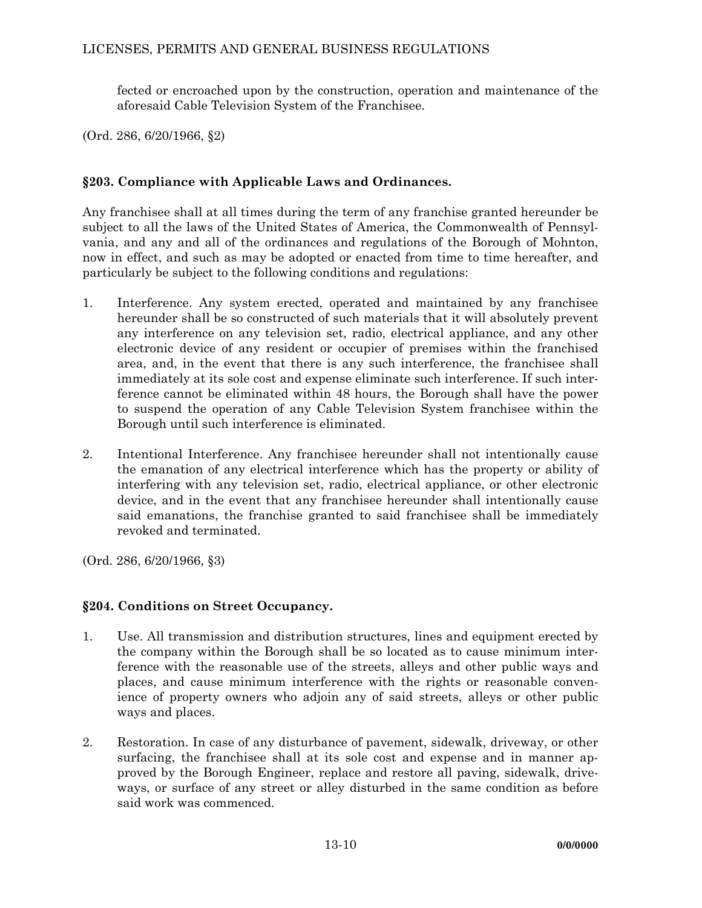fected or encroached upon by the construction, operation and maintenance of the aforesaid Cable Television System of the Franchisee.

(Ord. 286, 6/20/1966, §2)

### §203. Compliance with Applicable Laws and Ordinances.

Any franchisee shall at all times during the term of any franchise granted hereunder be subject to all the laws of the United States of America, the Commonwealth of Pennsylvania, and any and all of the ordinances and regulations of the Borough of Mohnton, now in effect, and such as may be adopted or enacted from time to time hereafter, and particularly be subject to the following conditions and regulations:

1. Interference. Any system erected, operated and maintained by any franchisee hereunder shall be so constructed of such materials that it will absolutely prevent any interference on any television set, radio, electrical appliance, and any other electronic device of any resident or occupier of premises within the franchised area, and, in the event that there is any such interference, the franchisee shall immediately at its sole cost and expense eliminate such interference. If such interference cannot be eliminated within 48 hours, the Borough shall have the power to suspend the operation of any Cable Television System franchisee within the Borough until such interference is eliminated.

2. Intentional Interference. Any franchisee hereunder shall not intentionally cause the emanation of any electrical interference which has the property or ability of interfering with any television set, radio, electrical appliance, or other electronic device, and in the event that any franchisee hereunder shall intentionally cause said emanations, the franchise granted to said franchisee shall be immediately revoked and terminated.

(Ord. 286, 6/20/1966, §3)

### §204. Conditions on Street Occupancy.

1. Use. All transmission and distribution structures, lines and equipment erected by the company within the Borough shall be so located as to cause minimum interference with the reasonable use of the streets, alleys and other public ways and places, and cause minimum interference with the rights or reasonable convenience of property owners who adjoin any of said streets, alleys or other public ways and places.

2. Restoration. In case of any disturbance of pavement, sidewalk, driveway, or other surfacing, the franchisee shall at its sole cost and expense and in manner approved by the Borough Engineer, replace and restore all paving, sidewalk, driveways, or surface of any street or alley disturbed in the same condition as before said work was commenced.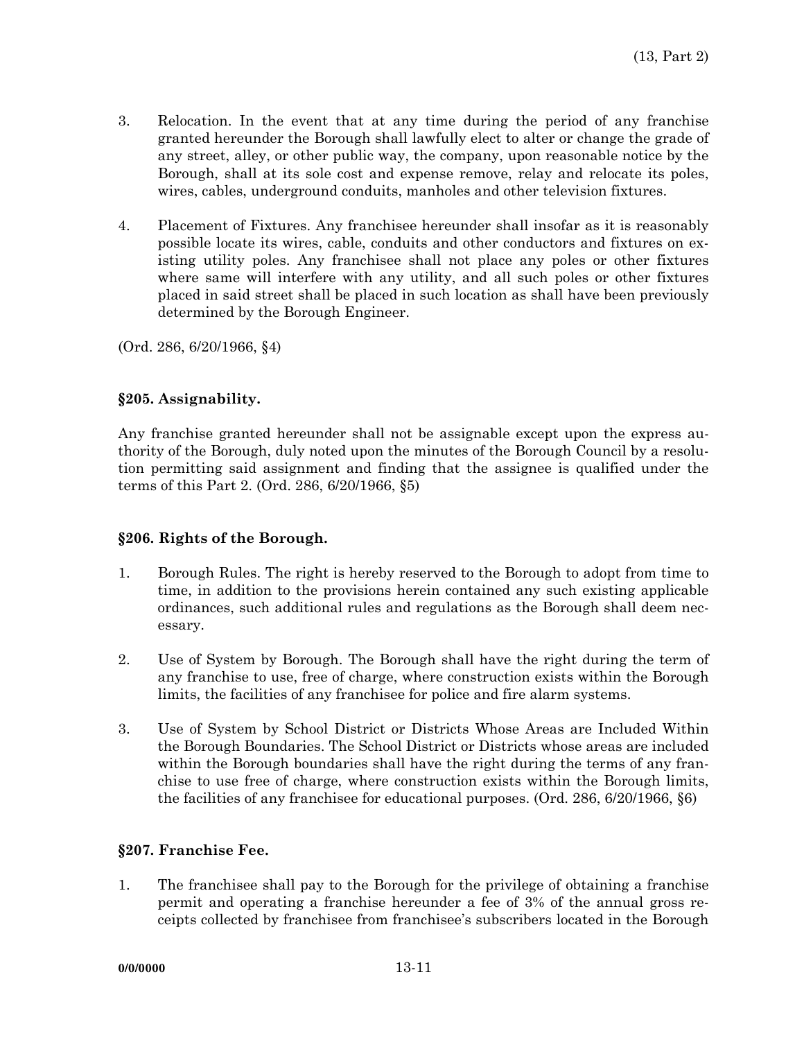3. Relocation. In the event that at any time during the period of any franchise granted hereunder the Borough shall lawfully elect to alter or change the grade of any street, alley, or other public way, the company, upon reasonable notice by the Borough, shall at its sole cost and expense remove, relay and relocate its poles, wires, cables, underground conduits, manholes and other television fixtures.

4. Placement of Fixtures. Any franchisee hereunder shall insofar as it is reasonably possible locate its wires, cable, conduits and other conductors and fixtures on existing utility poles. Any franchisee shall not place any poles or other fixtures where same will interfere with any utility, and all such poles or other fixtures placed in said street shall be placed in such location as shall have been previously determined by the Borough Engineer.

(Ord. 286, 6/20/1966, §4)

### §205. Assignability.

Any franchise granted hereunder shall not be assignable except upon the express authority of the Borough, duly noted upon the minutes of the Borough Council by a resolution permitting said assignment and finding that the assignee is qualified under the terms of this Part 2. (Ord. 286, 6/20/1966, §5)

### §206. Rights of the Borough.

1. Borough Rules. The right is hereby reserved to the Borough to adopt from time to time, in addition to the provisions herein contained any such existing applicable ordinances, such additional rules and regulations as the Borough shall deem necessary.

2. Use of System by Borough. The Borough shall have the right during the term of any franchise to use, free of charge, where construction exists within the Borough limits, the facilities of any franchisee for police and fire alarm systems.

3. Use of System by School District or Districts Whose Areas are Included Within the Borough Boundaries. The School District or Districts whose areas are included within the Borough boundaries shall have the right during the terms of any franchise to use free of charge, where construction exists within the Borough limits, the facilities of any franchisee for educational purposes. (Ord. 286, 6/20/1966, §6)

### §207. Franchise Fee.

1. The franchisee shall pay to the Borough for the privilege of obtaining a franchise permit and operating a franchise hereunder a fee of 3% of the annual gross receipts collected by franchisee from franchisee's subscribers located in the Borough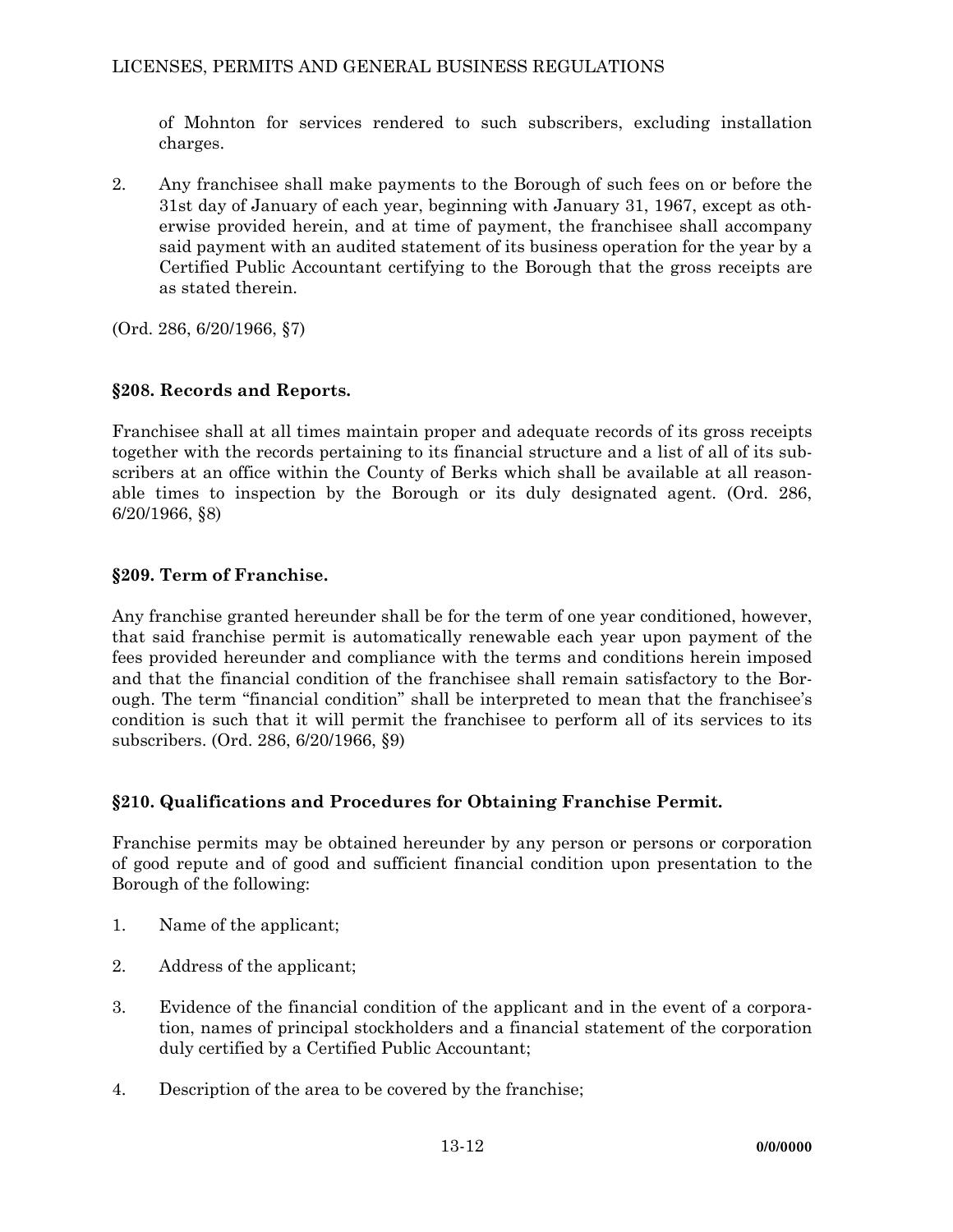of Mohnton for services rendered to such subscribers, excluding installation charges.

2. Any franchisee shall make payments to the Borough of such fees on or before the 31st day of January of each year, beginning with January 31, 1967, except as otherwise provided herein, and at time of payment, the franchisee shall accompany said payment with an audited statement of its business operation for the year by a Certified Public Accountant certifying to the Borough that the gross receipts are as stated therein.

(Ord. 286, 6/20/1966, §7)

### §208. Records and Reports.

Franchisee shall at all times maintain proper and adequate records of its gross receipts together with the records pertaining to its financial structure and a list of all of its subscribers at an office within the County of Berks which shall be available at all reasonable times to inspection by the Borough or its duly designated agent. (Ord. 286, 6/20/1966, §8)

### §209. Term of Franchise.

Any franchise granted hereunder shall be for the term of one year conditioned, however, that said franchise permit is automatically renewable each year upon payment of the fees provided hereunder and compliance with the terms and conditions herein imposed and that the financial condition of the franchisee shall remain satisfactory to the Borough. The term "financial condition" shall be interpreted to mean that the franchisee's condition is such that it will permit the franchisee to perform all of its services to its subscribers. (Ord. 286, 6/20/1966, §9)

### §210. Qualifications and Procedures for Obtaining Franchise Permit.

Franchise permits may be obtained hereunder by any person or persons or corporation of good repute and of good and sufficient financial condition upon presentation to the Borough of the following:

1. Name of the applicant;

2. Address of the applicant;

3. Evidence of the financial condition of the applicant and in the event of a corporation, names of principal stockholders and a financial statement of the corporation duly certified by a Certified Public Accountant;

4. Description of the area to be covered by the franchise;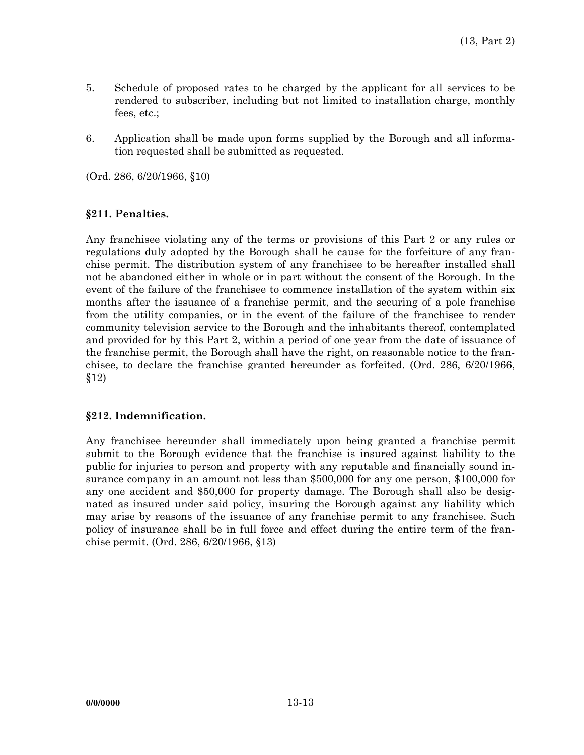5. Schedule of proposed rates to be charged by the applicant for all services to be rendered to subscriber, including but not limited to installation charge, monthly fees, etc.;

6. Application shall be made upon forms supplied by the Borough and all information requested shall be submitted as requested.

(Ord. 286, 6/20/1966, §10)

### §211. Penalties.

Any franchisee violating any of the terms or provisions of this Part 2 or any rules or regulations duly adopted by the Borough shall be cause for the forfeiture of any franchise permit. The distribution system of any franchisee to be hereafter installed shall not be abandoned either in whole or in part without the consent of the Borough. In the event of the failure of the franchisee to commence installation of the system within six months after the issuance of a franchise permit, and the securing of a pole franchise from the utility companies, or in the event of the failure of the franchisee to render community television service to the Borough and the inhabitants thereof, contemplated and provided for by this Part 2, within a period of one year from the date of issuance of the franchise permit, the Borough shall have the right, on reasonable notice to the franchisee, to declare the franchise granted hereunder as forfeited. (Ord. 286, 6/20/1966, §12)

### §212. Indemnification.

Any franchisee hereunder shall immediately upon being granted a franchise permit submit to the Borough evidence that the franchise is insured against liability to the public for injuries to person and property with any reputable and financially sound insurance company in an amount not less than $500,000 for any one person, $100,000 for any one accident and $50,000 for property damage. The Borough shall also be designated as insured under said policy, insuring the Borough against any liability which may arise by reasons of the issuance of any franchise permit to any franchisee. Such policy of insurance shall be in full force and effect during the entire term of the franchise permit. (Ord. 286, 6/20/1966, §13)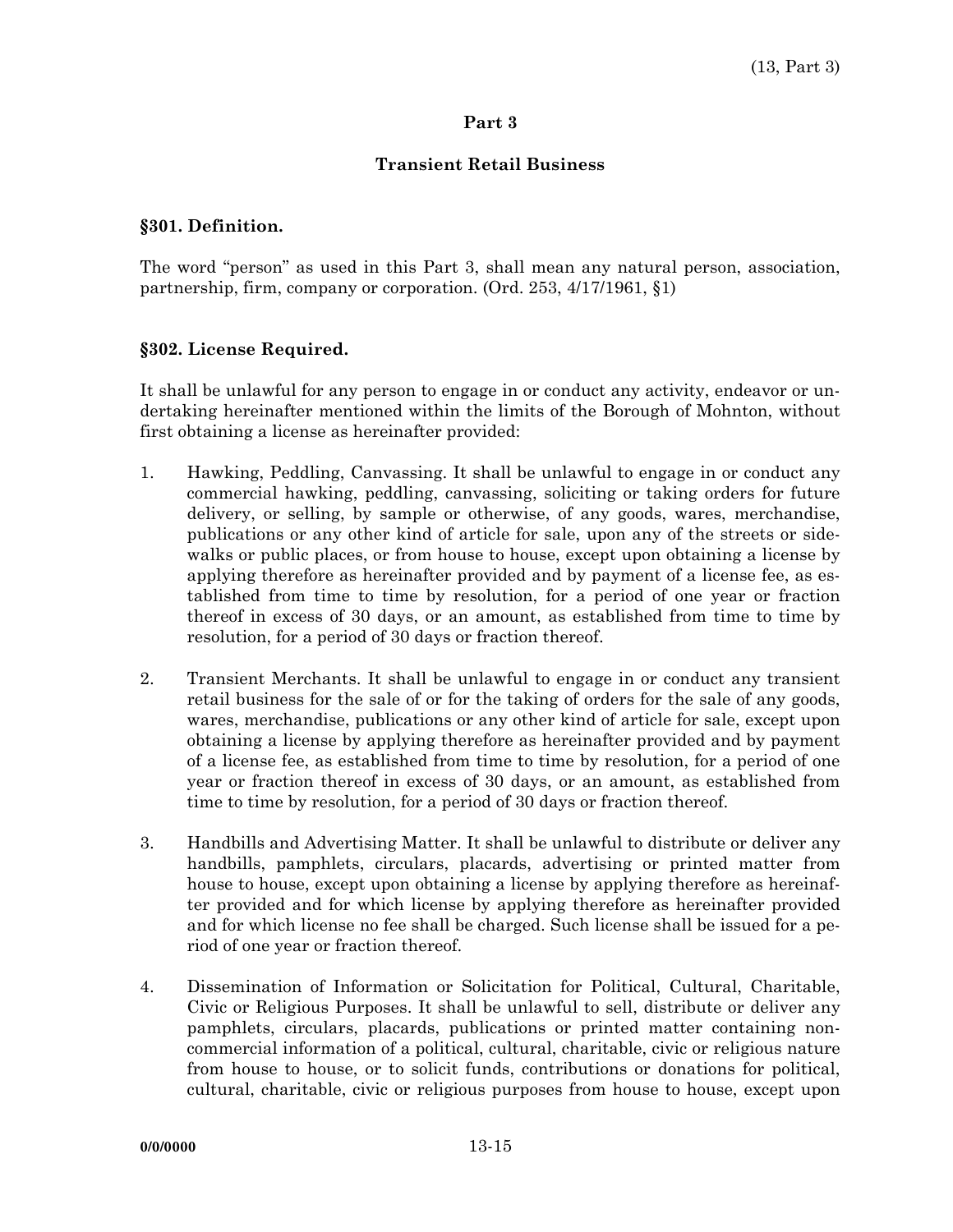## Part 3

## Transient Retail Business

### §301. Definition.

The word "person" as used in this Part 3, shall mean any natural person, association, partnership, firm, company or corporation. (Ord. 253, 4/17/1961, §1)

### §302. License Required.

It shall be unlawful for any person to engage in or conduct any activity, endeavor or undertaking hereinafter mentioned within the limits of the Borough of Mohnton, without first obtaining a license as hereinafter provided:

1. Hawking, Peddling, Canvassing. It shall be unlawful to engage in or conduct any commercial hawking, peddling, canvassing, soliciting or taking orders for future delivery, or selling, by sample or otherwise, of any goods, wares, merchandise, publications or any other kind of article for sale, upon any of the streets or sidewalks or public places, or from house to house, except upon obtaining a license by applying therefore as hereinafter provided and by payment of a license fee, as established from time to time by resolution, for a period of one year or fraction thereof in excess of 30 days, or an amount, as established from time to time by resolution, for a period of 30 days or fraction thereof.

2. Transient Merchants. It shall be unlawful to engage in or conduct any transient retail business for the sale of or for the taking of orders for the sale of any goods, wares, merchandise, publications or any other kind of article for sale, except upon obtaining a license by applying therefore as hereinafter provided and by payment of a license fee, as established from time to time by resolution, for a period of one year or fraction thereof in excess of 30 days, or an amount, as established from time to time by resolution, for a period of 30 days or fraction thereof.

3. Handbills and Advertising Matter. It shall be unlawful to distribute or deliver any handbills, pamphlets, circulars, placards, advertising or printed matter from house to house, except upon obtaining a license by applying therefore as hereinafter provided and for which license by applying therefore as hereinafter provided and for which license no fee shall be charged. Such license shall be issued for a period of one year or fraction thereof.

4. Dissemination of Information or Solicitation for Political, Cultural, Charitable, Civic or Religious Purposes. It shall be unlawful to sell, distribute or deliver any pamphlets, circulars, placards, publications or printed matter containing noncommercial information of a political, cultural, charitable, civic or religious nature from house to house, or to solicit funds, contributions or donations for political, cultural, charitable, civic or religious purposes from house to house, except upon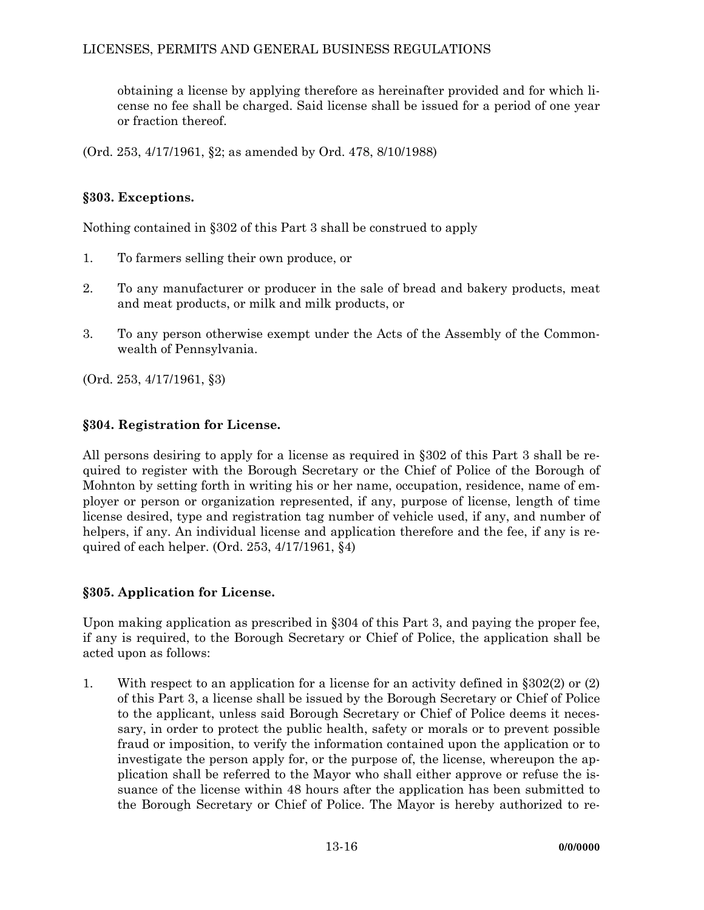obtaining a license by applying therefore as hereinafter provided and for which license no fee shall be charged. Said license shall be issued for a period of one year or fraction thereof.

(Ord. 253, 4/17/1961, §2; as amended by Ord. 478, 8/10/1988)

### §303. Exceptions.

Nothing contained in §302 of this Part 3 shall be construed to apply

1. To farmers selling their own produce, or
2. To any manufacturer or producer in the sale of bread and bakery products, meat and meat products, or milk and milk products, or
3. To any person otherwise exempt under the Acts of the Assembly of the Commonwealth of Pennsylvania.

(Ord. 253, 4/17/1961, §3)

### §304. Registration for License.

All persons desiring to apply for a license as required in §302 of this Part 3 shall be required to register with the Borough Secretary or the Chief of Police of the Borough of Mohnton by setting forth in writing his or her name, occupation, residence, name of employer or person or organization represented, if any, purpose of license, length of time license desired, type and registration tag number of vehicle used, if any, and number of helpers, if any. An individual license and application therefore and the fee, if any is required of each helper. (Ord. 253, 4/17/1961, §4)

### §305. Application for License.

Upon making application as prescribed in §304 of this Part 3, and paying the proper fee, if any is required, to the Borough Secretary or Chief of Police, the application shall be acted upon as follows:

1. With respect to an application for a license for an activity defined in §302(2) or (2) of this Part 3, a license shall be issued by the Borough Secretary or Chief of Police to the applicant, unless said Borough Secretary or Chief of Police deems it necessary, in order to protect the public health, safety or morals or to prevent possible fraud or imposition, to verify the information contained upon the application or to investigate the person apply for, or the purpose of, the license, whereupon the application shall be referred to the Mayor who shall either approve or refuse the issuance of the license within 48 hours after the application has been submitted to the Borough Secretary or Chief of Police. The Mayor is hereby authorized to re-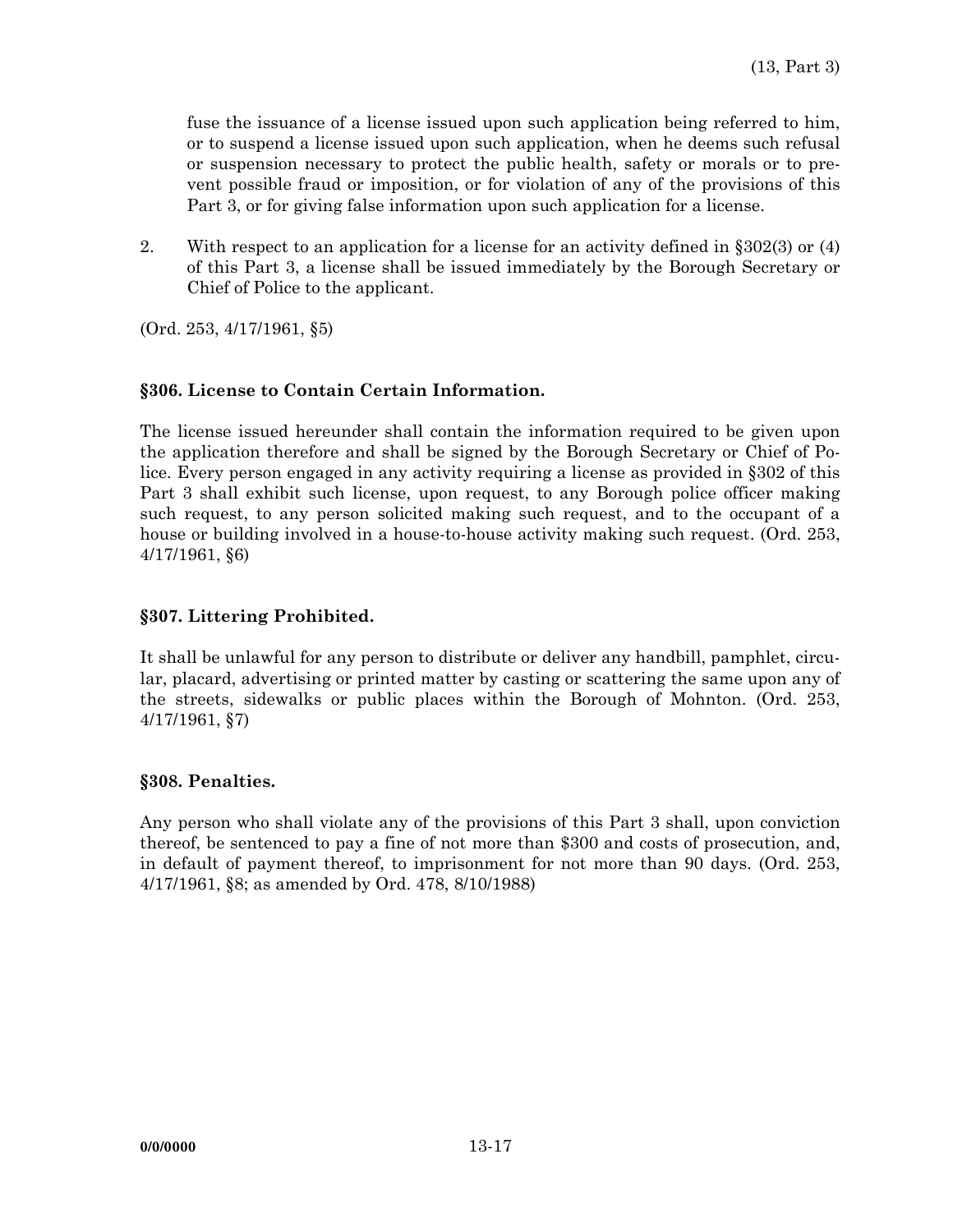fuse the issuance of a license issued upon such application being referred to him, or to suspend a license issued upon such application, when he deems such refusal or suspension necessary to protect the public health, safety or morals or to prevent possible fraud or imposition, or for violation of any of the provisions of this Part 3, or for giving false information upon such application for a license.

2. With respect to an application for a license for an activity defined in §302(3) or (4) of this Part 3, a license shall be issued immediately by the Borough Secretary or Chief of Police to the applicant.

(Ord. 253, 4/17/1961, §5)

### §306. License to Contain Certain Information.

The license issued hereunder shall contain the information required to be given upon the application therefore and shall be signed by the Borough Secretary or Chief of Police. Every person engaged in any activity requiring a license as provided in §302 of this Part 3 shall exhibit such license, upon request, to any Borough police officer making such request, to any person solicited making such request, and to the occupant of a house or building involved in a house-to-house activity making such request. (Ord. 253, 4/17/1961, §6)

### §307. Littering Prohibited.

It shall be unlawful for any person to distribute or deliver any handbill, pamphlet, circular, placard, advertising or printed matter by casting or scattering the same upon any of the streets, sidewalks or public places within the Borough of Mohnton. (Ord. 253, 4/17/1961, §7)

### §308. Penalties.

Any person who shall violate any of the provisions of this Part 3 shall, upon conviction thereof, be sentenced to pay a fine of not more than $300 and costs of prosecution, and, in default of payment thereof, to imprisonment for not more than 90 days. (Ord. 253, 4/17/1961, §8; as amended by Ord. 478, 8/10/1988)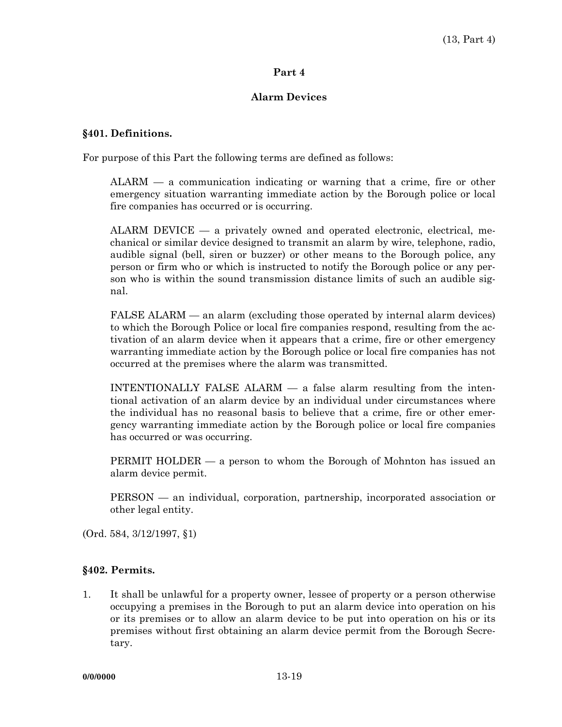## Part 4

## Alarm Devices

### §401. Definitions.

For purpose of this Part the following terms are defined as follows:

ALARM — a communication indicating or warning that a crime, fire or other emergency situation warranting immediate action by the Borough police or local fire companies has occurred or is occurring.

ALARM DEVICE — a privately owned and operated electronic, electrical, mechanical or similar device designed to transmit an alarm by wire, telephone, radio, audible signal (bell, siren or buzzer) or other means to the Borough police, any person or firm who or which is instructed to notify the Borough police or any person who is within the sound transmission distance limits of such an audible signal.

FALSE ALARM — an alarm (excluding those operated by internal alarm devices) to which the Borough Police or local fire companies respond, resulting from the activation of an alarm device when it appears that a crime, fire or other emergency warranting immediate action by the Borough police or local fire companies has not occurred at the premises where the alarm was transmitted.

INTENTIONALLY FALSE ALARM — a false alarm resulting from the intentional activation of an alarm device by an individual under circumstances where the individual has no reasonal basis to believe that a crime, fire or other emergency warranting immediate action by the Borough police or local fire companies has occurred or was occurring.

PERMIT HOLDER — a person to whom the Borough of Mohnton has issued an alarm device permit.

PERSON — an individual, corporation, partnership, incorporated association or other legal entity.

(Ord. 584, 3/12/1997, §1)

### §402. Permits.

1. It shall be unlawful for a property owner, lessee of property or a person otherwise occupying a premises in the Borough to put an alarm device into operation on his or its premises or to allow an alarm device to be put into operation on his or its premises without first obtaining an alarm device permit from the Borough Secretary.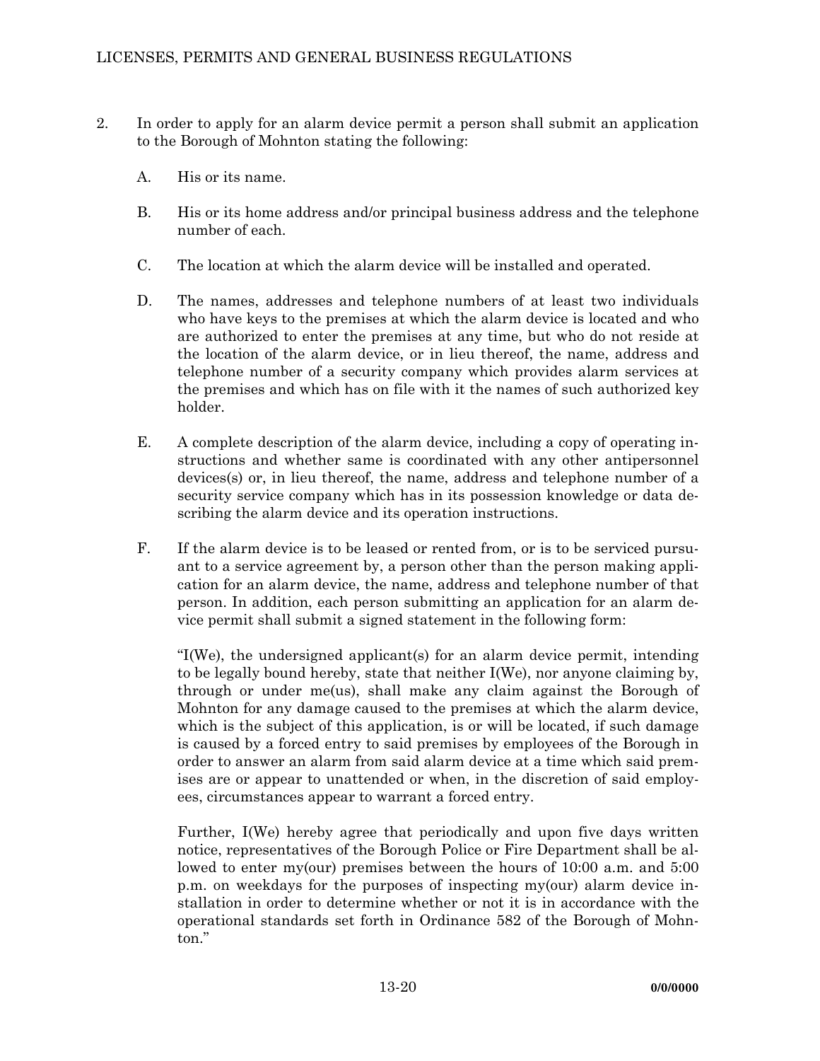2. In order to apply for an alarm device permit a person shall submit an application to the Borough of Mohnton stating the following:

   A. His or its name.

   B. His or its home address and/or principal business address and the telephone number of each.

   C. The location at which the alarm device will be installed and operated.

   D. The names, addresses and telephone numbers of at least two individuals who have keys to the premises at which the alarm device is located and who are authorized to enter the premises at any time, but who do not reside at the location of the alarm device, or in lieu thereof, the name, address and telephone number of a security company which provides alarm services at the premises and which has on file with it the names of such authorized key holder.

   E. A complete description of the alarm device, including a copy of operating instructions and whether same is coordinated with any other antipersonnel devices(s) or, in lieu thereof, the name, address and telephone number of a security service company which has in its possession knowledge or data describing the alarm device and its operation instructions.

   F. If the alarm device is to be leased or rented from, or is to be serviced pursuant to a service agreement by, a person other than the person making application for an alarm device, the name, address and telephone number of that person. In addition, each person submitting an application for an alarm device permit shall submit a signed statement in the following form:

   "I(We), the undersigned applicant(s) for an alarm device permit, intending to be legally bound hereby, state that neither I(We), nor anyone claiming by, through or under me(us), shall make any claim against the Borough of Mohnton for any damage caused to the premises at which the alarm device, which is the subject of this application, is or will be located, if such damage is caused by a forced entry to said premises by employees of the Borough in order to answer an alarm from said alarm device at a time which said premises are or appear to unattended or when, in the discretion of said employees, circumstances appear to warrant a forced entry.

   Further, I(We) hereby agree that periodically and upon five days written notice, representatives of the Borough Police or Fire Department shall be allowed to enter my(our) premises between the hours of 10:00 a.m. and 5:00 p.m. on weekdays for the purposes of inspecting my(our) alarm device installation in order to determine whether or not it is in accordance with the operational standards set forth in Ordinance 582 of the Borough of Mohnton."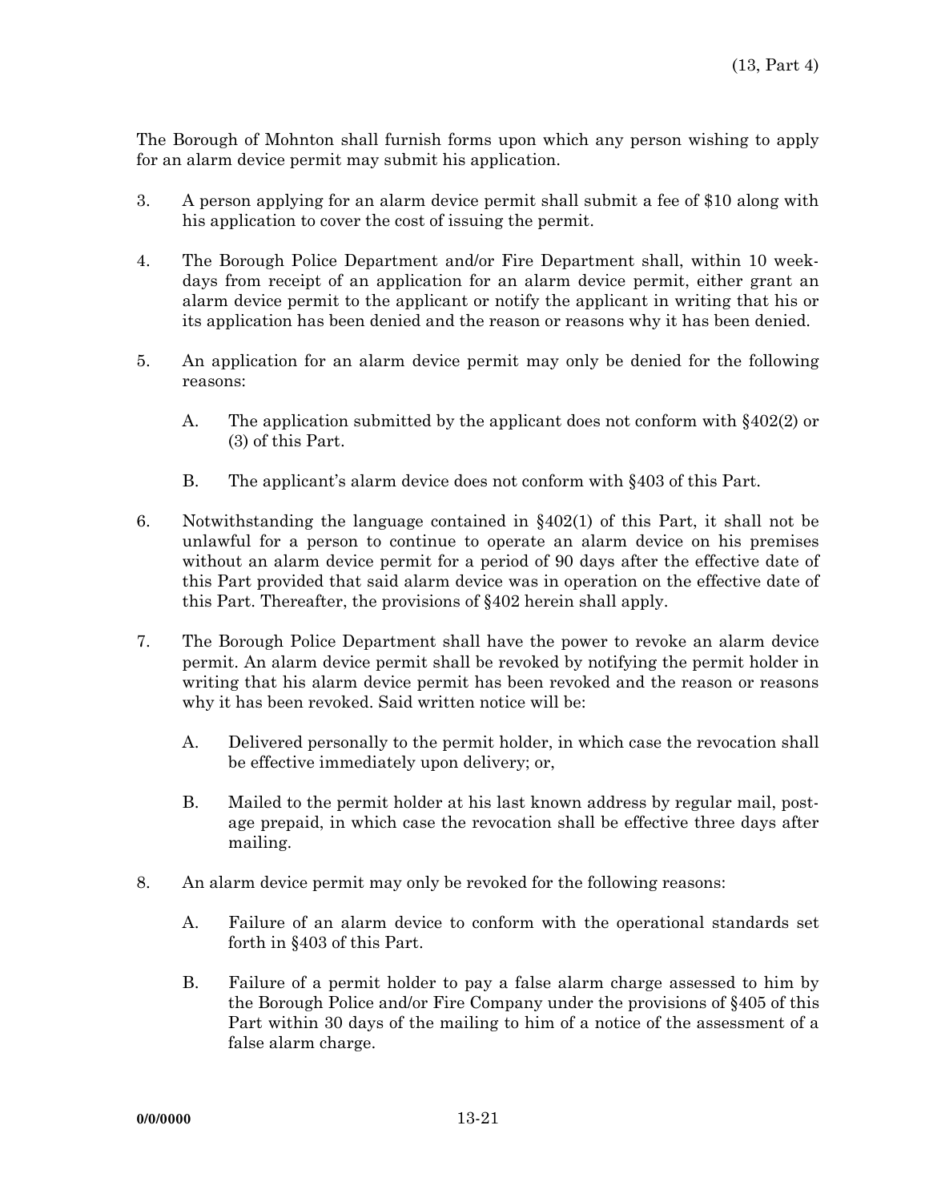The Borough of Mohnton shall furnish forms upon which any person wishing to apply for an alarm device permit may submit his application.

3. A person applying for an alarm device permit shall submit a fee of $10 along with his application to cover the cost of issuing the permit.

4. The Borough Police Department and/or Fire Department shall, within 10 weekdays from receipt of an application for an alarm device permit, either grant an alarm device permit to the applicant or notify the applicant in writing that his or its application has been denied and the reason or reasons why it has been denied.

5. An application for an alarm device permit may only be denied for the following reasons:

   A. The application submitted by the applicant does not conform with §402(2) or (3) of this Part.

   B. The applicant's alarm device does not conform with §403 of this Part.

6. Notwithstanding the language contained in §402(1) of this Part, it shall not be unlawful for a person to continue to operate an alarm device on his premises without an alarm device permit for a period of 90 days after the effective date of this Part provided that said alarm device was in operation on the effective date of this Part. Thereafter, the provisions of §402 herein shall apply.

7. The Borough Police Department shall have the power to revoke an alarm device permit. An alarm device permit shall be revoked by notifying the permit holder in writing that his alarm device permit has been revoked and the reason or reasons why it has been revoked. Said written notice will be:

   A. Delivered personally to the permit holder, in which case the revocation shall be effective immediately upon delivery; or,

   B. Mailed to the permit holder at his last known address by regular mail, postage prepaid, in which case the revocation shall be effective three days after mailing.

8. An alarm device permit may only be revoked for the following reasons:

   A. Failure of an alarm device to conform with the operational standards set forth in §403 of this Part.

   B. Failure of a permit holder to pay a false alarm charge assessed to him by the Borough Police and/or Fire Company under the provisions of §405 of this Part within 30 days of the mailing to him of a notice of the assessment of a false alarm charge.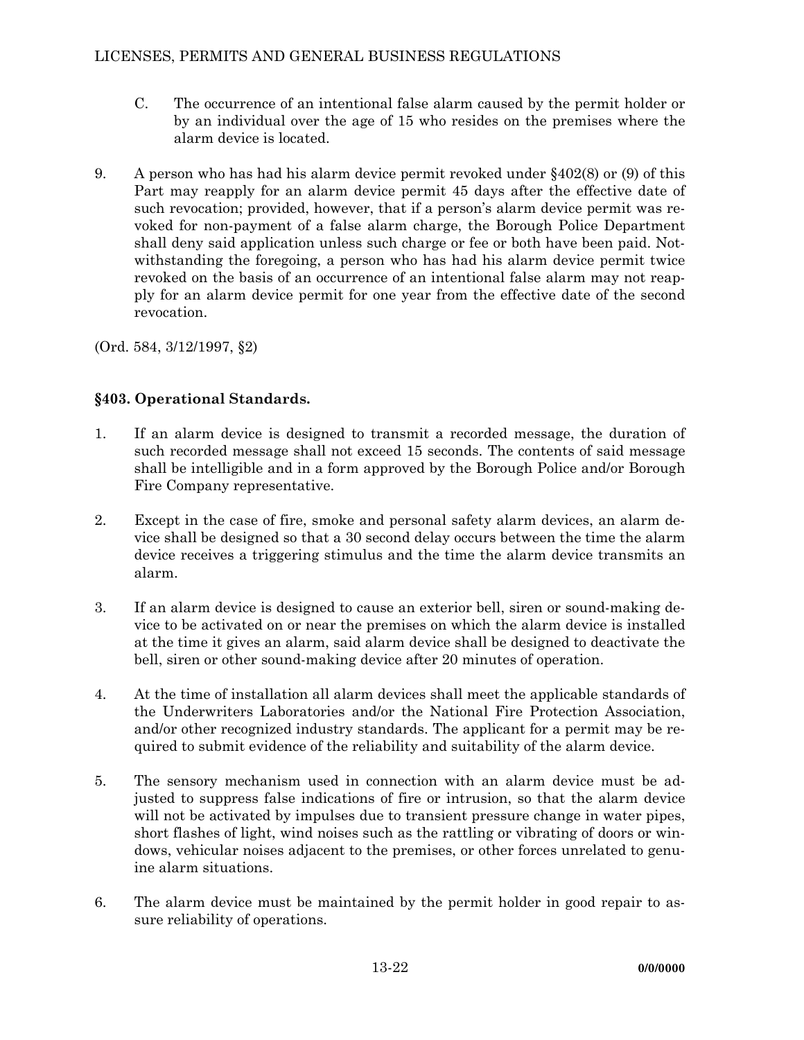C. The occurrence of an intentional false alarm caused by the permit holder or by an individual over the age of 15 who resides on the premises where the alarm device is located.

9. A person who has had his alarm device permit revoked under §402(8) or (9) of this Part may reapply for an alarm device permit 45 days after the effective date of such revocation; provided, however, that if a person's alarm device permit was revoked for non-payment of a false alarm charge, the Borough Police Department shall deny said application unless such charge or fee or both have been paid. Notwithstanding the foregoing, a person who has had his alarm device permit twice revoked on the basis of an occurrence of an intentional false alarm may not reapply for an alarm device permit for one year from the effective date of the second revocation.

(Ord. 584, 3/12/1997, §2)

### §403. Operational Standards.

1. If an alarm device is designed to transmit a recorded message, the duration of such recorded message shall not exceed 15 seconds. The contents of said message shall be intelligible and in a form approved by the Borough Police and/or Borough Fire Company representative.

2. Except in the case of fire, smoke and personal safety alarm devices, an alarm device shall be designed so that a 30 second delay occurs between the time the alarm device receives a triggering stimulus and the time the alarm device transmits an alarm.

3. If an alarm device is designed to cause an exterior bell, siren or sound-making device to be activated on or near the premises on which the alarm device is installed at the time it gives an alarm, said alarm device shall be designed to deactivate the bell, siren or other sound-making device after 20 minutes of operation.

4. At the time of installation all alarm devices shall meet the applicable standards of the Underwriters Laboratories and/or the National Fire Protection Association, and/or other recognized industry standards. The applicant for a permit may be required to submit evidence of the reliability and suitability of the alarm device.

5. The sensory mechanism used in connection with an alarm device must be adjusted to suppress false indications of fire or intrusion, so that the alarm device will not be activated by impulses due to transient pressure change in water pipes, short flashes of light, wind noises such as the rattling or vibrating of doors or windows, vehicular noises adjacent to the premises, or other forces unrelated to genuine alarm situations.

6. The alarm device must be maintained by the permit holder in good repair to assure reliability of operations.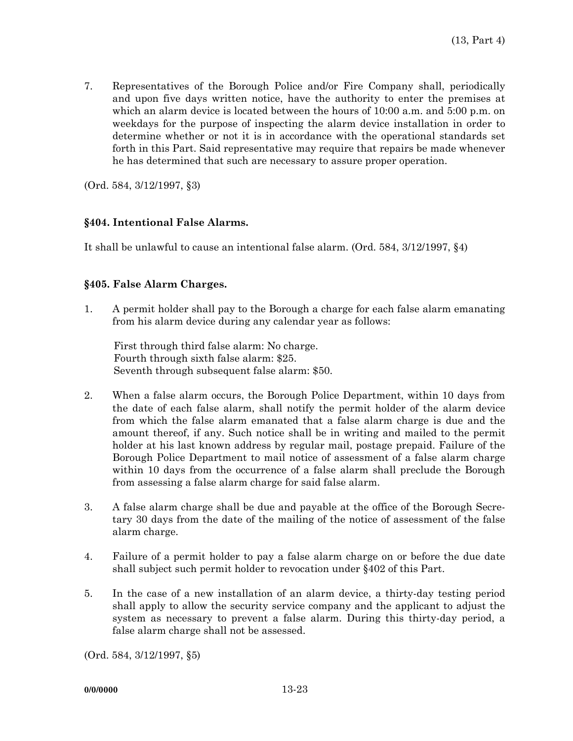7. Representatives of the Borough Police and/or Fire Company shall, periodically and upon five days written notice, have the authority to enter the premises at which an alarm device is located between the hours of 10:00 a.m. and 5:00 p.m. on weekdays for the purpose of inspecting the alarm device installation in order to determine whether or not it is in accordance with the operational standards set forth in this Part. Said representative may require that repairs be made whenever he has determined that such are necessary to assure proper operation.

(Ord. 584, 3/12/1997, §3)

### §404. Intentional False Alarms.

It shall be unlawful to cause an intentional false alarm. (Ord. 584, 3/12/1997, §4)

### §405. False Alarm Charges.

1. A permit holder shall pay to the Borough a charge for each false alarm emanating from his alarm device during any calendar year as follows:

   First through third false alarm: No charge.
   Fourth through sixth false alarm: $25.
   Seventh through subsequent false alarm: $50.

2. When a false alarm occurs, the Borough Police Department, within 10 days from the date of each false alarm, shall notify the permit holder of the alarm device from which the false alarm emanated that a false alarm charge is due and the amount thereof, if any. Such notice shall be in writing and mailed to the permit holder at his last known address by regular mail, postage prepaid. Failure of the Borough Police Department to mail notice of assessment of a false alarm charge within 10 days from the occurrence of a false alarm shall preclude the Borough from assessing a false alarm charge for said false alarm.

3. A false alarm charge shall be due and payable at the office of the Borough Secretary 30 days from the date of the mailing of the notice of assessment of the false alarm charge.

4. Failure of a permit holder to pay a false alarm charge on or before the due date shall subject such permit holder to revocation under §402 of this Part.

5. In the case of a new installation of an alarm device, a thirty-day testing period shall apply to allow the security service company and the applicant to adjust the system as necessary to prevent a false alarm. During this thirty-day period, a false alarm charge shall not be assessed.

(Ord. 584, 3/12/1997, §5)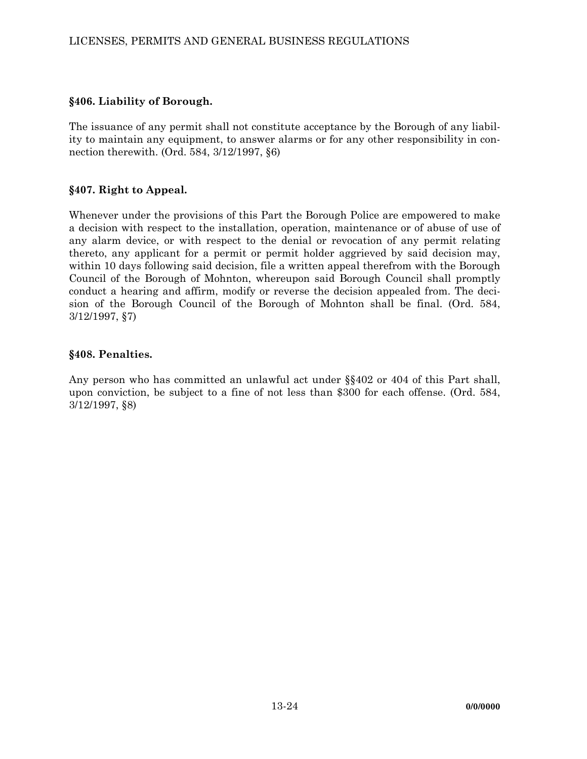### §406. Liability of Borough.

The issuance of any permit shall not constitute acceptance by the Borough of any liability to maintain any equipment, to answer alarms or for any other responsibility in connection therewith. (Ord. 584, 3/12/1997, §6)

### §407. Right to Appeal.

Whenever under the provisions of this Part the Borough Police are empowered to make a decision with respect to the installation, operation, maintenance or of abuse of use of any alarm device, or with respect to the denial or revocation of any permit relating thereto, any applicant for a permit or permit holder aggrieved by said decision may, within 10 days following said decision, file a written appeal therefrom with the Borough Council of the Borough of Mohnton, whereupon said Borough Council shall promptly conduct a hearing and affirm, modify or reverse the decision appealed from. The decision of the Borough Council of the Borough of Mohnton shall be final. (Ord. 584, 3/12/1997, §7)

### §408. Penalties.

Any person who has committed an unlawful act under §§402 or 404 of this Part shall, upon conviction, be subject to a fine of not less than $300 for each offense. (Ord. 584, 3/12/1997, §8)